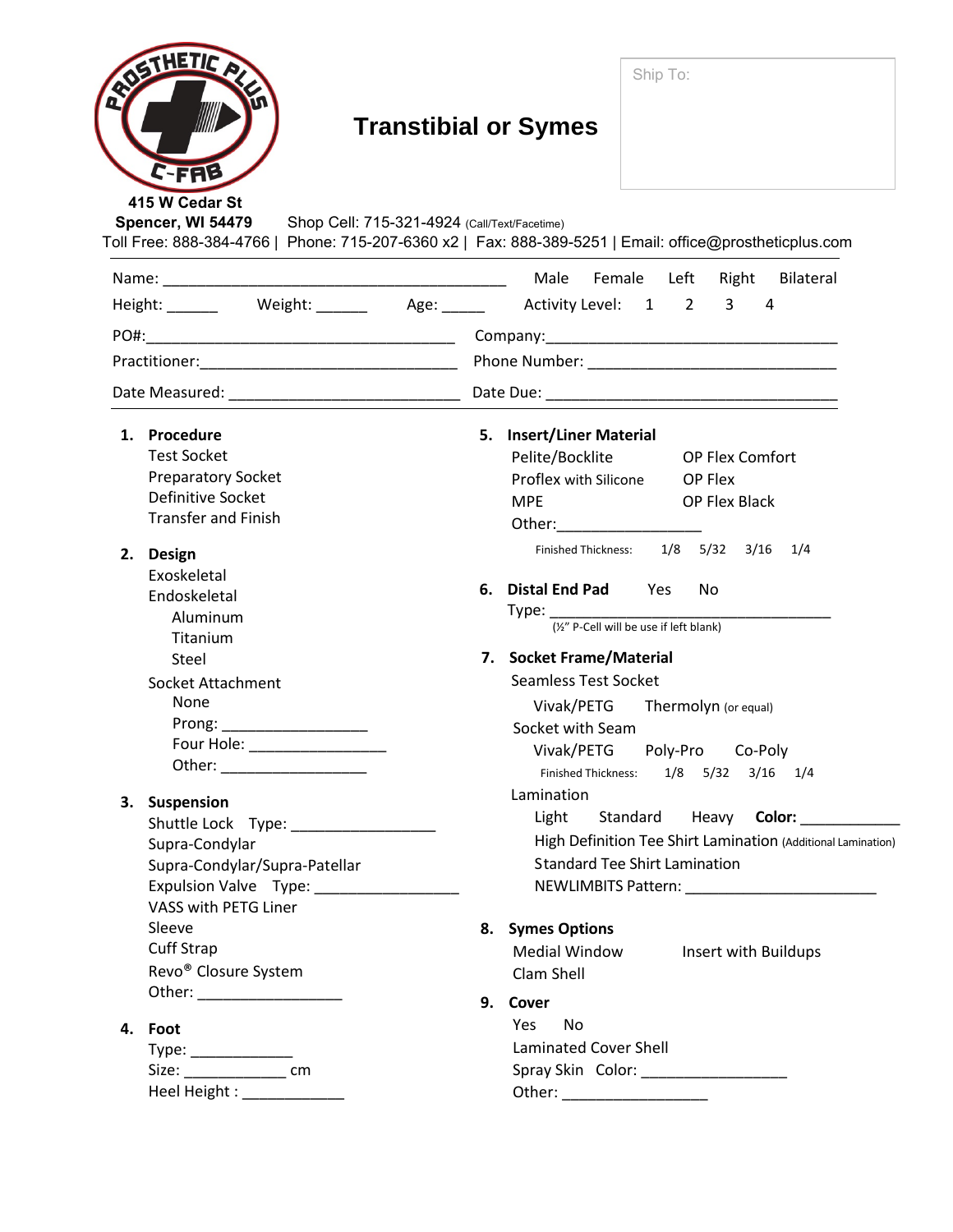# Transtibial or Symes

Ship To:

415 W Cedar St
Spencer, WI 54479 Shop Cell: 715-321-4924 (Call/Text/Facetime)
Toll Free: 888-384-4766 | Phone: 715-207-6360 x2 | Fax: 888-389-5251 | Email: office@prostheticplus.com

Name: ________________________________________ Male Female Left Right Bilateral

Height: ______ Weight: ______ Age: _____ Activity Level: 1 2 3 4

PO#:____________________________________ Company:___________________________________

Practitioner:_______________________________ Phone Number: ______________________________

Date Measured: ___________________________ Date Due: __________________________________

**1. Procedure**
- Test Socket
- Preparatory Socket
- Definitive Socket
- Transfer and Finish

**2. Design**
- Exoskeletal
- Endoskeletal
  - Aluminum
  - Titanium
  - Steel
- Socket Attachment
  - None
  - Prong: _________________
  - Four Hole: ________________
  - Other: _________________

**3. Suspension**
- Shuttle Lock Type: _________________
- Supra-Condylar
- Supra-Condylar/Supra-Patellar
- Expulsion Valve Type: _________________
- VASS with PETG Liner
- Sleeve
- Cuff Strap
- Revo® Closure System
- Other: _________________

**4. Foot**
- Type: ____________
- Size: ____________ cm
- Heel Height : ____________

**5. Insert/Liner Material**
- Pelite/Bocklite OP Flex Comfort
- Proflex with Silicone OP Flex
- MPE OP Flex Black
- Other:_________________
- Finished Thickness: 1/8 5/32 3/16 1/4

**6. Distal End Pad** Yes No
- Type: ___________________________________
- (½" P-Cell will be use if left blank)

**7. Socket Frame/Material**
- Seamless Test Socket
  - Vivak/PETG Thermolyn (or equal)
- Socket with Seam
  - Vivak/PETG Poly-Pro Co-Poly
  - Finished Thickness: 1/8 5/32 3/16 1/4
- Lamination
  - Light Standard Heavy **Color:** ____________
  - High Definition Tee Shirt Lamination (Additional Lamination)
  - Standard Tee Shirt Lamination
  - NEWLIMBITS Pattern: ______________________

**8. Symes Options**
- Medial Window Insert with Buildups
- Clam Shell

**9. Cover**
- Yes No
- Laminated Cover Shell
- Spray Skin Color: _________________
- Other: _________________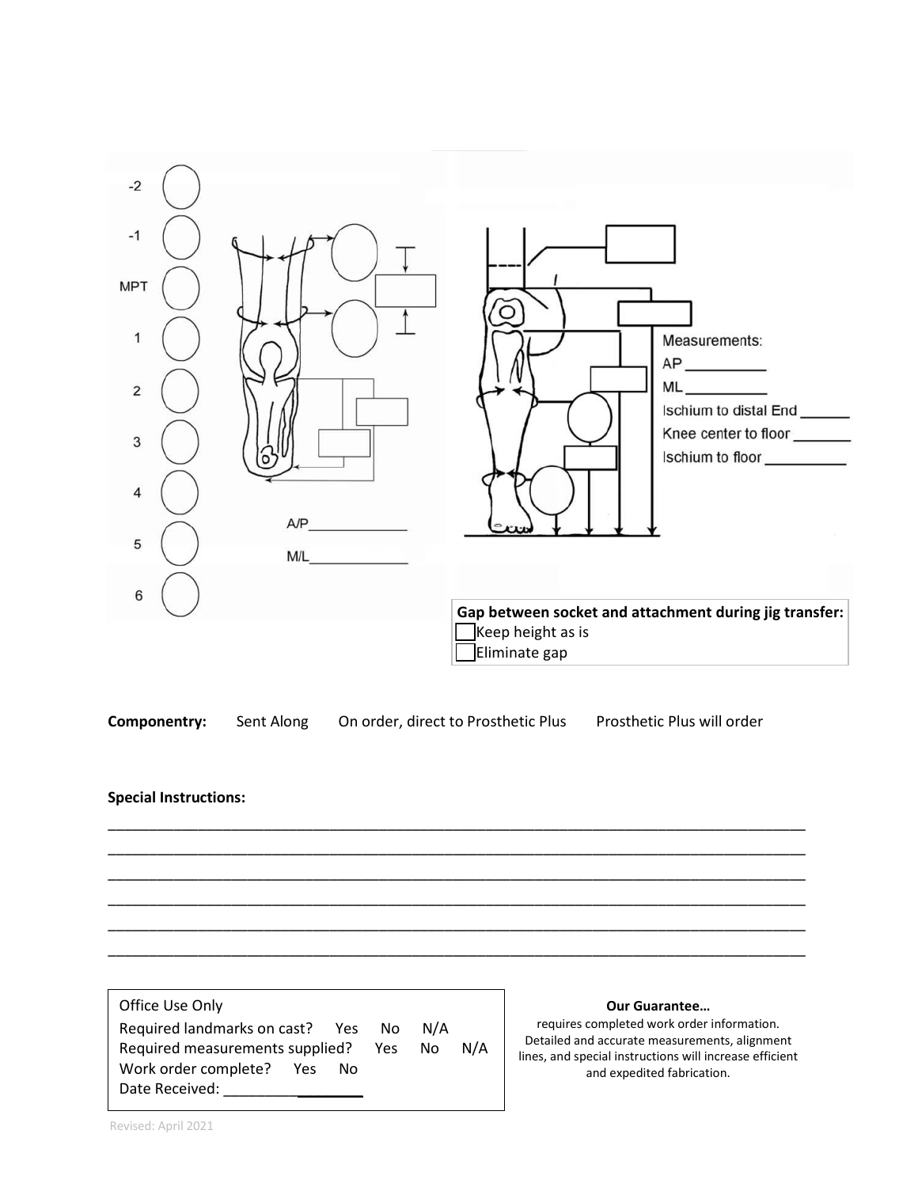-2

-1

MPT

1

2

3

4

5

6

A/P____________

M/L____________

Measurements:

AP __________

ML __________

Ischium to distal End ______

Knee center to floor _______

Ischium to floor __________

**Gap between socket and attachment during jig transfer:**

☐ Keep height as is

☐ Eliminate gap

**Componentry:** Sent Along On order, direct to Prosthetic Plus Prosthetic Plus will order

**Special Instructions:**

______________________________________________________________________________

______________________________________________________________________________

______________________________________________________________________________

______________________________________________________________________________

______________________________________________________________________________

______________________________________________________________________________

Office Use Only

Required landmarks on cast? Yes No N/A

Required measurements supplied? Yes No N/A

Work order complete? Yes No

Date Received: _________________

**Our Guarantee…**

requires completed work order information. Detailed and accurate measurements, alignment lines, and special instructions will increase efficient and expedited fabrication.

Revised: April 2021